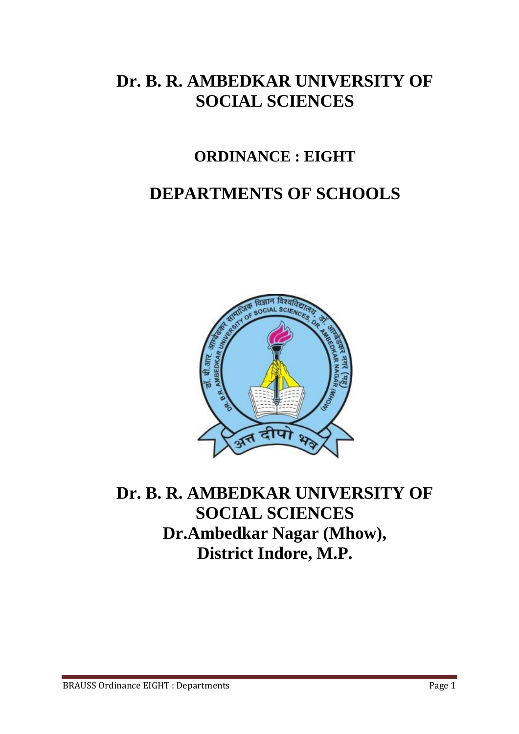# Dr. B. R. AMBEDKAR UNIVERSITY OF SOCIAL SCIENCES

## ORDINANCE : EIGHT

## DEPARTMENTS OF SCHOOLS

# Dr. B. R. AMBEDKAR UNIVERSITY OF SOCIAL SCIENCES

## Dr.Ambedkar Nagar (Mhow), District Indore, M.P.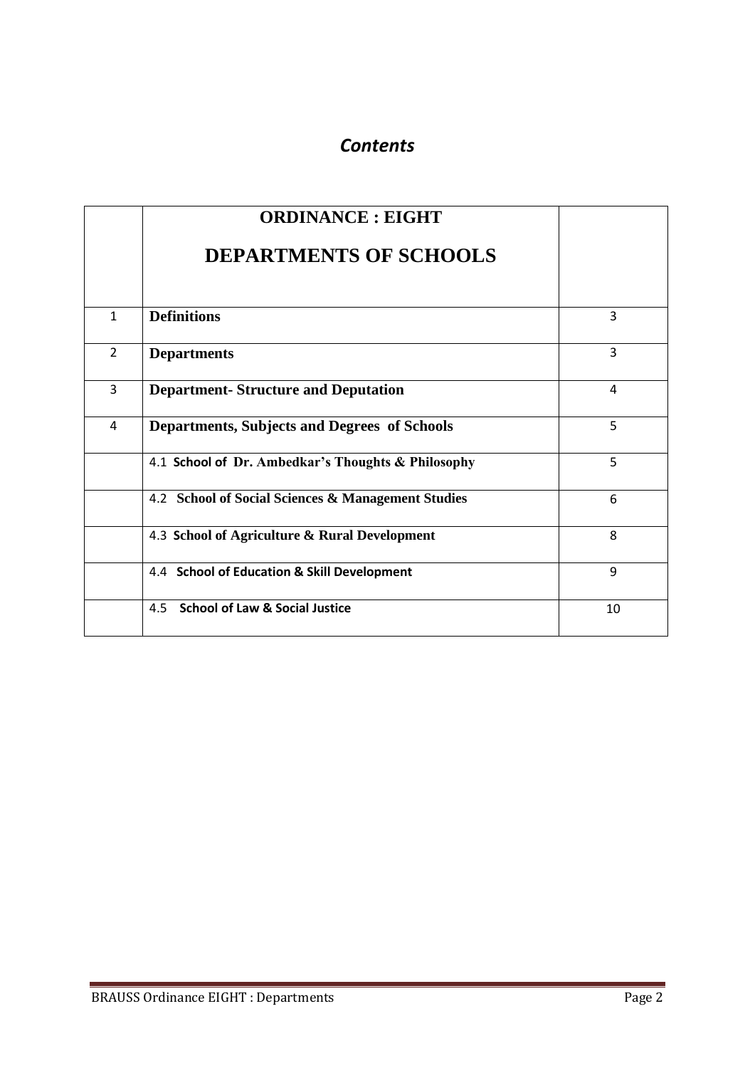# *Contents*

| | **ORDINANCE : EIGHT**<br>**DEPARTMENTS OF SCHOOLS** | |
|---|---|---|
| 1 | **Definitions** | 3 |
| 2 | **Departments** | 3 |
| 3 | **Department- Structure and Deputation** | 4 |
| 4 | **Departments, Subjects and Degrees of Schools** | 5 |
| | 4.1 **School of Dr. Ambedkar's Thoughts & Philosophy** | 5 |
| | 4.2 **School of Social Sciences & Management Studies** | 6 |
| | 4.3 **School of Agriculture & Rural Development** | 8 |
| | 4.4 **School of Education & Skill Development** | 9 |
| | 4.5 **School of Law & Social Justice** | 10 |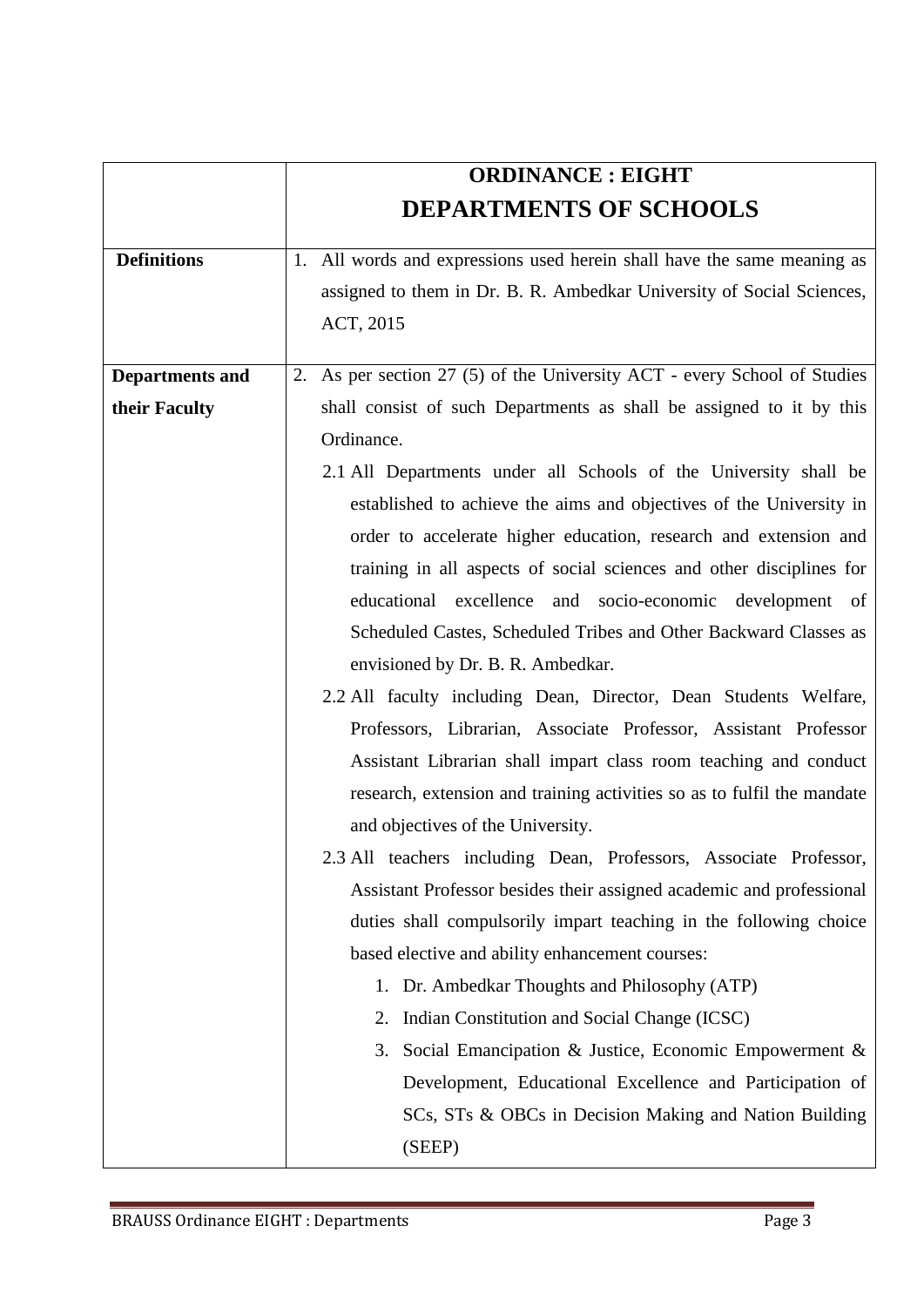| | **ORDINANCE : EIGHT**<br>**DEPARTMENTS OF SCHOOLS** |
|---|---|
| **Definitions** | 1. All words and expressions used herein shall have the same meaning as assigned to them in Dr. B. R. Ambedkar University of Social Sciences, ACT, 2015 |
| **Departments and their Faculty** | 2. As per section 27 (5) of the University ACT - every School of Studies shall consist of such Departments as shall be assigned to it by this Ordinance.<br>2.1 All Departments under all Schools of the University shall be established to achieve the aims and objectives of the University in order to accelerate higher education, research and extension and training in all aspects of social sciences and other disciplines for educational excellence and socio-economic development of Scheduled Castes, Scheduled Tribes and Other Backward Classes as envisioned by Dr. B. R. Ambedkar.<br>2.2 All faculty including Dean, Director, Dean Students Welfare, Professors, Librarian, Associate Professor, Assistant Professor Assistant Librarian shall impart class room teaching and conduct research, extension and training activities so as to fulfil the mandate and objectives of the University.<br>2.3 All teachers including Dean, Professors, Associate Professor, Assistant Professor besides their assigned academic and professional duties shall compulsorily impart teaching in the following choice based elective and ability enhancement courses:<br>1. Dr. Ambedkar Thoughts and Philosophy (ATP)<br>2. Indian Constitution and Social Change (ICSC)<br>3. Social Emancipation & Justice, Economic Empowerment & Development, Educational Excellence and Participation of SCs, STs & OBCs in Decision Making and Nation Building (SEEP) |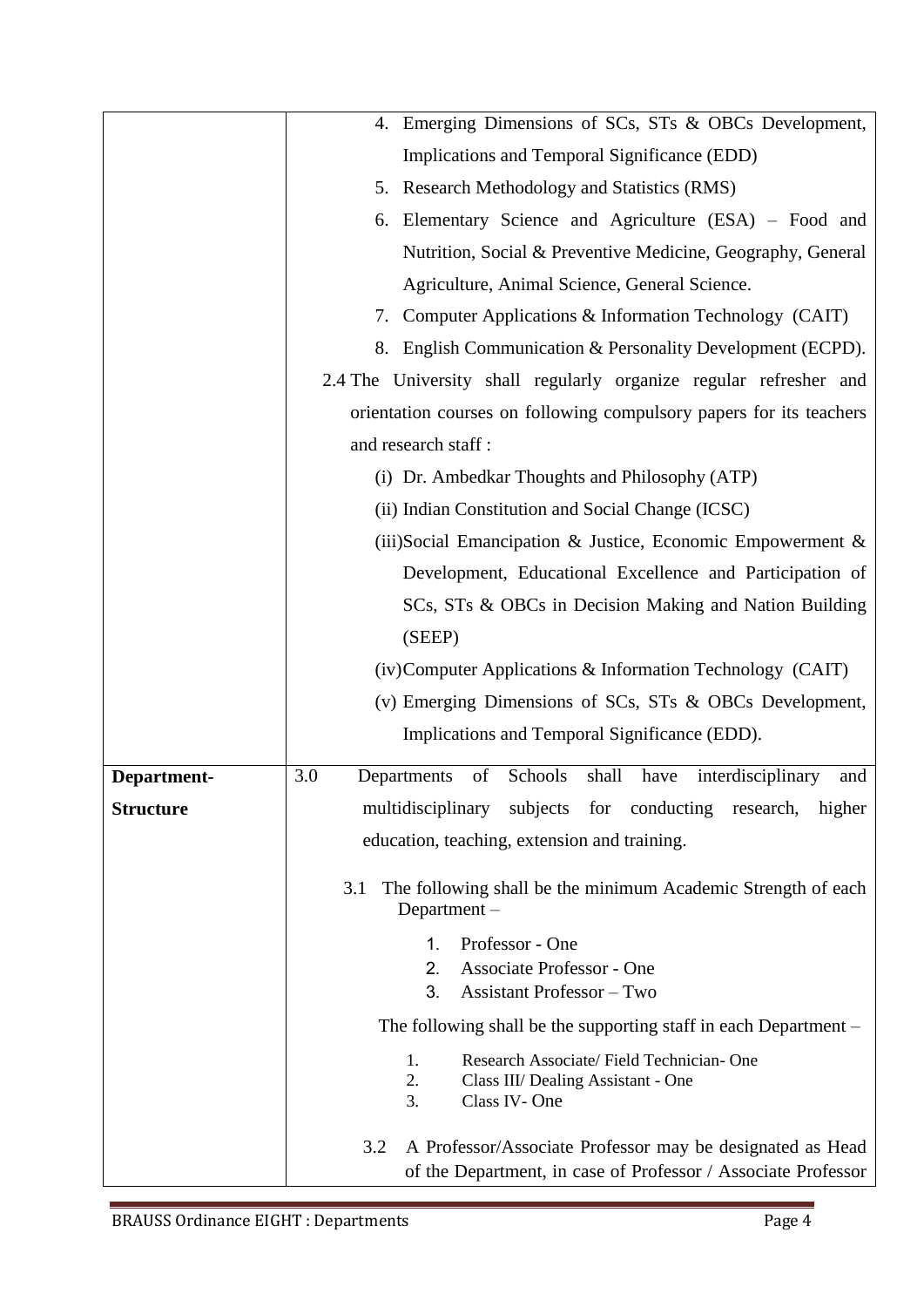| | |
|---|---|
| | 4. Emerging Dimensions of SCs, STs & OBCs Development, Implications and Temporal Significance (EDD)<br>5. Research Methodology and Statistics (RMS)<br>6. Elementary Science and Agriculture (ESA) – Food and Nutrition, Social & Preventive Medicine, Geography, General Agriculture, Animal Science, General Science.<br>7. Computer Applications & Information Technology (CAIT)<br>8. English Communication & Personality Development (ECPD).<br>2.4 The University shall regularly organize regular refresher and orientation courses on following compulsory papers for its teachers and research staff :<br>(i) Dr. Ambedkar Thoughts and Philosophy (ATP)<br>(ii) Indian Constitution and Social Change (ICSC)<br>(iii) Social Emancipation & Justice, Economic Empowerment & Development, Educational Excellence and Participation of SCs, STs & OBCs in Decision Making and Nation Building (SEEP)<br>(iv) Computer Applications & Information Technology (CAIT)<br>(v) Emerging Dimensions of SCs, STs & OBCs Development, Implications and Temporal Significance (EDD). |
| **Department-Structure** | 3.0 Departments of Schools shall have interdisciplinary and multidisciplinary subjects for conducting research, higher education, teaching, extension and training.<br>3.1 The following shall be the minimum Academic Strength of each Department –<br>1. Professor - One<br>2. Associate Professor - One<br>3. Assistant Professor – Two<br>The following shall be the supporting staff in each Department –<br>1. Research Associate/ Field Technician- One<br>2. Class III/ Dealing Assistant - One<br>3. Class IV- One<br>3.2 A Professor/Associate Professor may be designated as Head of the Department, in case of Professor / Associate Professor |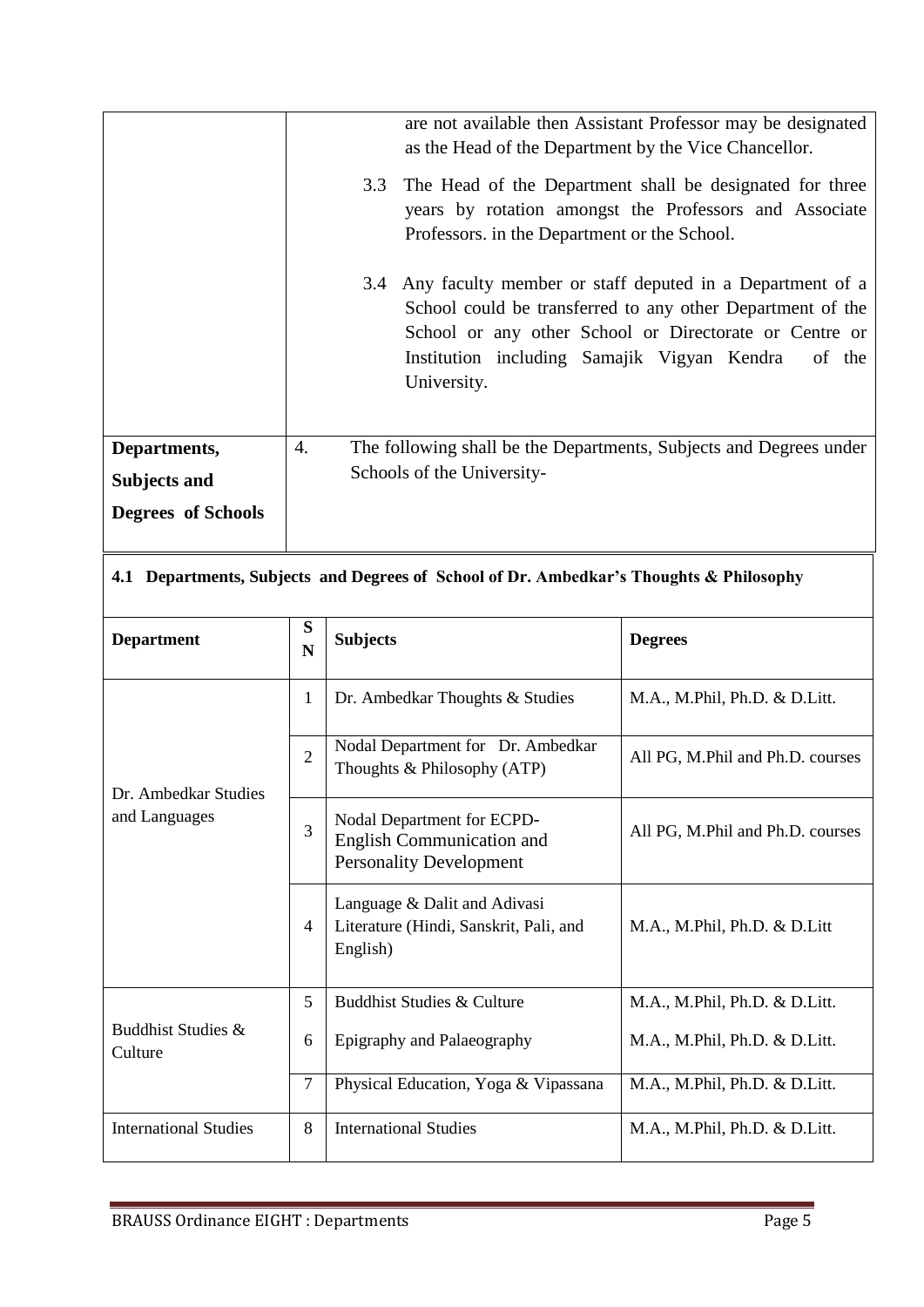| | |
|---|---|
| | are not available then Assistant Professor may be designated as the Head of the Department by the Vice Chancellor. |
| | 3.3 The Head of the Department shall be designated for three years by rotation amongst the Professors and Associate Professors. in the Department or the School. |
| | 3.4 Any faculty member or staff deputed in a Department of a School could be transferred to any other Department of the School or any other School or Directorate or Centre or Institution including Samajik Vigyan Kendra of the University. |
| **Departments, Subjects and Degrees of Schools** | 4. The following shall be the Departments, Subjects and Degrees under Schools of the University- |

**4.1 Departments, Subjects and Degrees of School of Dr. Ambedkar's Thoughts & Philosophy**

| Department | SN | Subjects | Degrees |
|---|---|---|---|
| Dr. Ambedkar Studies and Languages | 1 | Dr. Ambedkar Thoughts & Studies | M.A., M.Phil, Ph.D. & D.Litt. |
| | 2 | Nodal Department for Dr. Ambedkar Thoughts & Philosophy (ATP) | All PG, M.Phil and Ph.D. courses |
| | 3 | Nodal Department for ECPD- English Communication and Personality Development | All PG, M.Phil and Ph.D. courses |
| | 4 | Language & Dalit and Adivasi Literature (Hindi, Sanskrit, Pali, and English) | M.A., M.Phil, Ph.D. & D.Litt |
| Buddhist Studies & Culture | 5 | Buddhist Studies & Culture | M.A., M.Phil, Ph.D. & D.Litt. |
| | 6 | Epigraphy and Palaeography | M.A., M.Phil, Ph.D. & D.Litt. |
| | 7 | Physical Education, Yoga & Vipassana | M.A., M.Phil, Ph.D. & D.Litt. |
| International Studies | 8 | International Studies | M.A., M.Phil, Ph.D. & D.Litt. |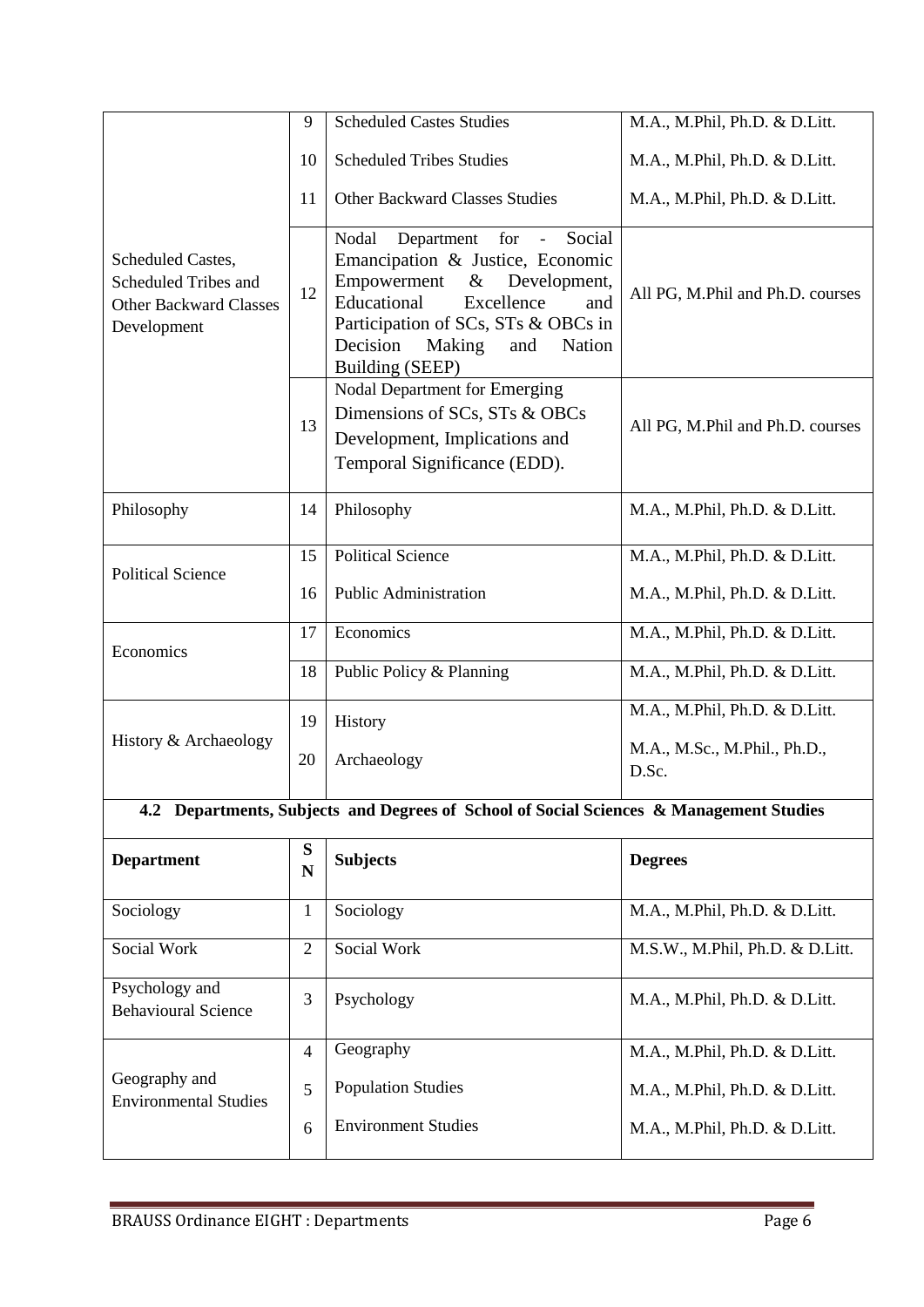| | | | |
|---|---|---|---|
| Scheduled Castes, Scheduled Tribes and Other Backward Classes Development | 9 | Scheduled Castes Studies | M.A., M.Phil, Ph.D. & D.Litt. |
| | 10 | Scheduled Tribes Studies | M.A., M.Phil, Ph.D. & D.Litt. |
| | 11 | Other Backward Classes Studies | M.A., M.Phil, Ph.D. & D.Litt. |
| | 12 | Nodal Department for - Social Emancipation & Justice, Economic Empowerment & Development, Educational Excellence and Participation of SCs, STs & OBCs in Decision Making and Nation Building (SEEP) | All PG, M.Phil and Ph.D. courses |
| | 13 | Nodal Department for Emerging Dimensions of SCs, STs & OBCs Development, Implications and Temporal Significance (EDD). | All PG, M.Phil and Ph.D. courses |
| Philosophy | 14 | Philosophy | M.A., M.Phil, Ph.D. & D.Litt. |
| Political Science | 15 | Political Science | M.A., M.Phil, Ph.D. & D.Litt. |
| | 16 | Public Administration | M.A., M.Phil, Ph.D. & D.Litt. |
| Economics | 17 | Economics | M.A., M.Phil, Ph.D. & D.Litt. |
| | 18 | Public Policy & Planning | M.A., M.Phil, Ph.D. & D.Litt. |
| History & Archaeology | 19 | History | M.A., M.Phil, Ph.D. & D.Litt. |
| | 20 | Archaeology | M.A., M.Sc., M.Phil., Ph.D., D.Sc. |

### 4.2 Departments, Subjects and Degrees of School of Social Sciences & Management Studies

| Department | SN | Subjects | Degrees |
|---|---|---|---|
| Sociology | 1 | Sociology | M.A., M.Phil, Ph.D. & D.Litt. |
| Social Work | 2 | Social Work | M.S.W., M.Phil, Ph.D. & D.Litt. |
| Psychology and Behavioural Science | 3 | Psychology | M.A., M.Phil, Ph.D. & D.Litt. |
| Geography and Environmental Studies | 4 | Geography | M.A., M.Phil, Ph.D. & D.Litt. |
| | 5 | Population Studies | M.A., M.Phil, Ph.D. & D.Litt. |
| | 6 | Environment Studies | M.A., M.Phil, Ph.D. & D.Litt. |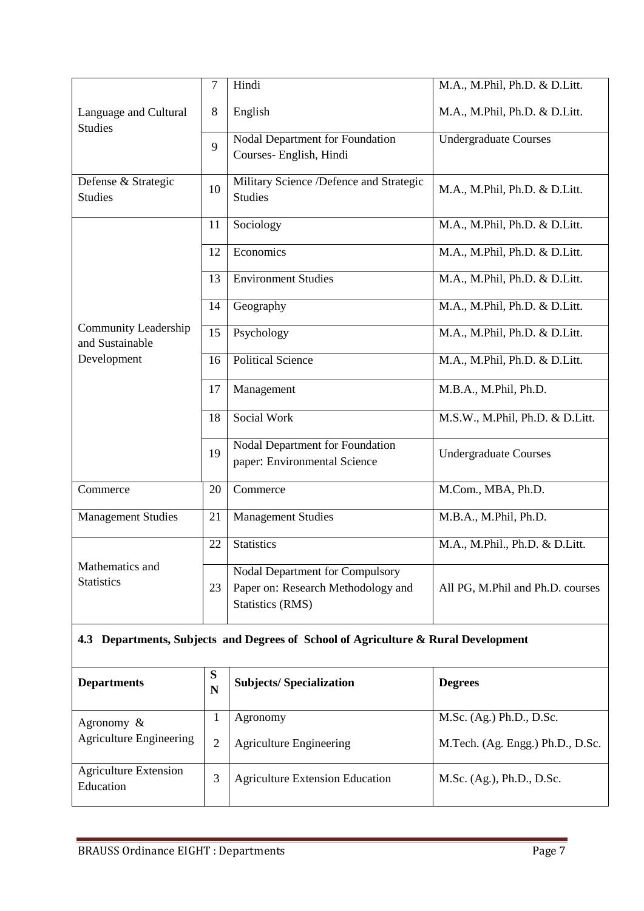| | | | |
|---|---|---|---|
| Language and Cultural Studies | 7 | Hindi | M.A., M.Phil, Ph.D. & D.Litt. |
| | 8 | English | M.A., M.Phil, Ph.D. & D.Litt. |
| | 9 | Nodal Department for Foundation Courses- English, Hindi | Undergraduate Courses |
| Defense & Strategic Studies | 10 | Military Science /Defence and Strategic Studies | M.A., M.Phil, Ph.D. & D.Litt. |
| Community Leadership and Sustainable Development | 11 | Sociology | M.A., M.Phil, Ph.D. & D.Litt. |
| | 12 | Economics | M.A., M.Phil, Ph.D. & D.Litt. |
| | 13 | Environment Studies | M.A., M.Phil, Ph.D. & D.Litt. |
| | 14 | Geography | M.A., M.Phil, Ph.D. & D.Litt. |
| | 15 | Psychology | M.A., M.Phil, Ph.D. & D.Litt. |
| | 16 | Political Science | M.A., M.Phil, Ph.D. & D.Litt. |
| | 17 | Management | M.B.A., M.Phil, Ph.D. |
| | 18 | Social Work | M.S.W., M.Phil, Ph.D. & D.Litt. |
| | 19 | Nodal Department for Foundation paper: Environmental Science | Undergraduate Courses |
| Commerce | 20 | Commerce | M.Com., MBA, Ph.D. |
| Management Studies | 21 | Management Studies | M.B.A., M.Phil, Ph.D. |
| Mathematics and Statistics | 22 | Statistics | M.A., M.Phil., Ph.D. & D.Litt. |
| | 23 | Nodal Department for Compulsory Paper on: Research Methodology and Statistics (RMS) | All PG, M.Phil and Ph.D. courses |

### 4.3 Departments, Subjects and Degrees of School of Agriculture & Rural Development

| **Departments** | **S N** | **Subjects/ Specialization** | **Degrees** |
|---|---|---|---|
| Agronomy & Agriculture Engineering | 1 | Agronomy | M.Sc. (Ag.) Ph.D., D.Sc. |
| | 2 | Agriculture Engineering | M.Tech. (Ag. Engg.) Ph.D., D.Sc. |
| Agriculture Extension Education | 3 | Agriculture Extension Education | M.Sc. (Ag.), Ph.D., D.Sc. |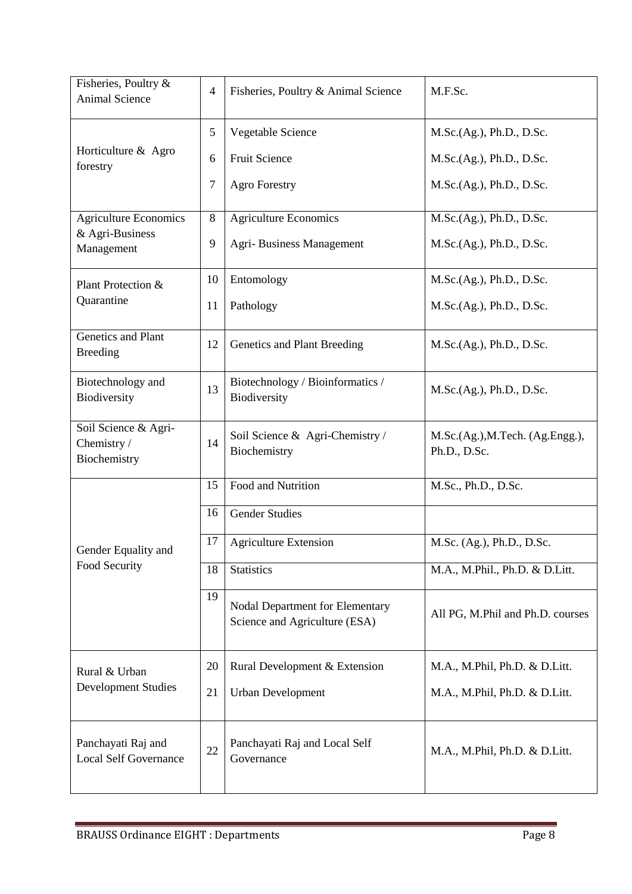| | | | |
|---|---|---|---|
| Fisheries, Poultry & Animal Science | 4 | Fisheries, Poultry & Animal Science | M.F.Sc. |
| Horticulture & Agro forestry | 5 | Vegetable Science | M.Sc.(Ag.), Ph.D., D.Sc. |
| | 6 | Fruit Science | M.Sc.(Ag.), Ph.D., D.Sc. |
| | 7 | Agro Forestry | M.Sc.(Ag.), Ph.D., D.Sc. |
| Agriculture Economics & Agri-Business Management | 8 | Agriculture Economics | M.Sc.(Ag.), Ph.D., D.Sc. |
| | 9 | Agri- Business Management | M.Sc.(Ag.), Ph.D., D.Sc. |
| Plant Protection & Quarantine | 10 | Entomology | M.Sc.(Ag.), Ph.D., D.Sc. |
| | 11 | Pathology | M.Sc.(Ag.), Ph.D., D.Sc. |
| Genetics and Plant Breeding | 12 | Genetics and Plant Breeding | M.Sc.(Ag.), Ph.D., D.Sc. |
| Biotechnology and Biodiversity | 13 | Biotechnology / Bioinformatics / Biodiversity | M.Sc.(Ag.), Ph.D., D.Sc. |
| Soil Science & Agri-Chemistry / Biochemistry | 14 | Soil Science & Agri-Chemistry / Biochemistry | M.Sc.(Ag.),M.Tech. (Ag.Engg.), Ph.D., D.Sc. |
| Gender Equality and Food Security | 15 | Food and Nutrition | M.Sc., Ph.D., D.Sc. |
| | 16 | Gender Studies | |
| | 17 | Agriculture Extension | M.Sc. (Ag.), Ph.D., D.Sc. |
| | 18 | Statistics | M.A., M.Phil., Ph.D. & D.Litt. |
| | 19 | Nodal Department for Elementary Science and Agriculture (ESA) | All PG, M.Phil and Ph.D. courses |
| Rural & Urban Development Studies | 20 | Rural Development & Extension | M.A., M.Phil, Ph.D. & D.Litt. |
| | 21 | Urban Development | M.A., M.Phil, Ph.D. & D.Litt. |
| Panchayati Raj and Local Self Governance | 22 | Panchayati Raj and Local Self Governance | M.A., M.Phil, Ph.D. & D.Litt. |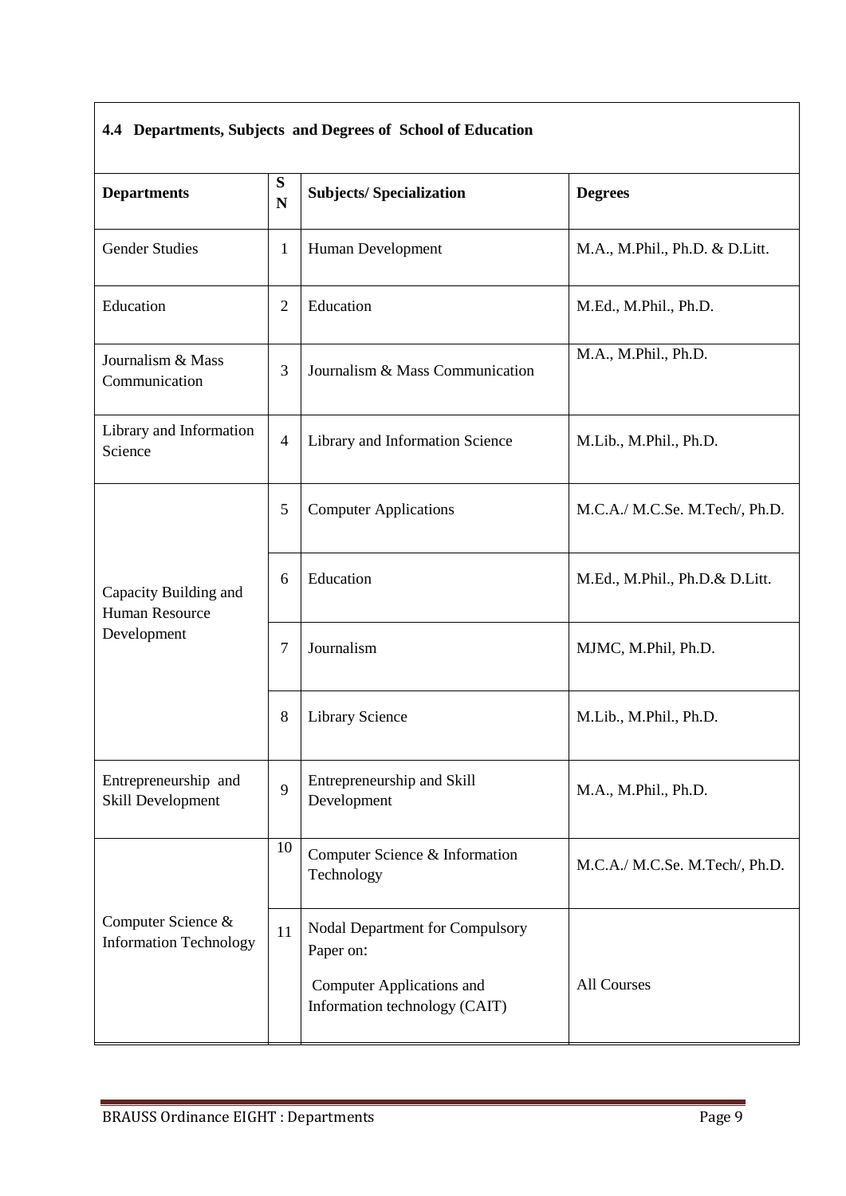### 4.4 Departments, Subjects and Degrees of School of Education

| Departments | SN | Subjects/ Specialization | Degrees |
|---|---|---|---|
| Gender Studies | 1 | Human Development | M.A., M.Phil., Ph.D. & D.Litt. |
| Education | 2 | Education | M.Ed., M.Phil., Ph.D. |
| Journalism & Mass Communication | 3 | Journalism & Mass Communication | M.A., M.Phil., Ph.D. |
| Library and Information Science | 4 | Library and Information Science | M.Lib., M.Phil., Ph.D. |
| Capacity Building and Human Resource Development | 5 | Computer Applications | M.C.A./ M.C.Se. M.Tech/, Ph.D. |
| | 6 | Education | M.Ed., M.Phil., Ph.D.& D.Litt. |
| | 7 | Journalism | MJMC, M.Phil, Ph.D. |
| | 8 | Library Science | M.Lib., M.Phil., Ph.D. |
| Entrepreneurship and Skill Development | 9 | Entrepreneurship and Skill Development | M.A., M.Phil., Ph.D. |
| Computer Science & Information Technology | 10 | Computer Science & Information Technology | M.C.A./ M.C.Se. M.Tech/, Ph.D. |
| | 11 | Nodal Department for Compulsory Paper on: Computer Applications and Information technology (CAIT) | All Courses |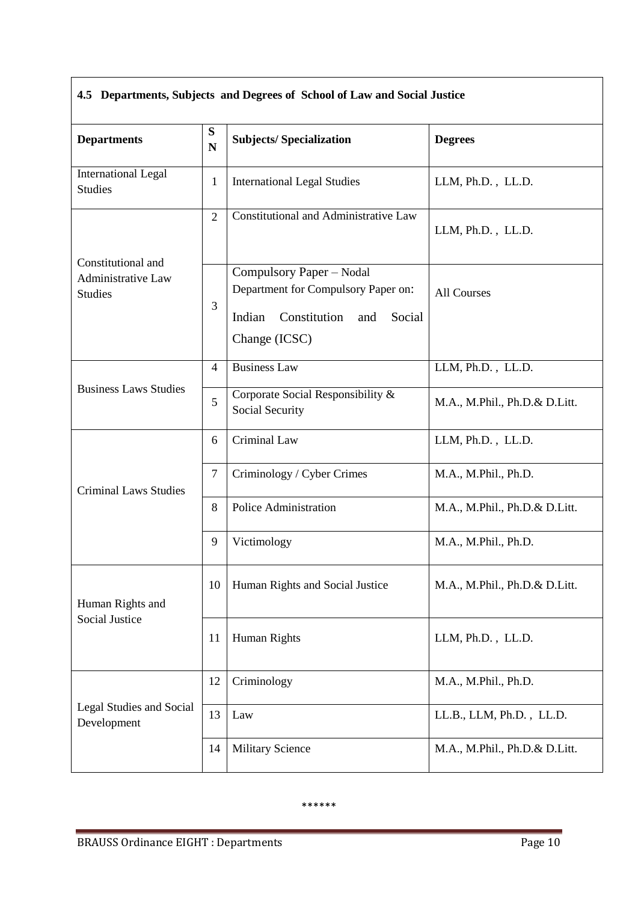## 4.5 Departments, Subjects and Degrees of School of Law and Social Justice

| Departments | SN | Subjects/ Specialization | Degrees |
|---|---|---|---|
| International Legal Studies | 1 | International Legal Studies | LLM, Ph.D. , LL.D. |
| Constitutional and Administrative Law Studies | 2 | Constitutional and Administrative Law | LLM, Ph.D. , LL.D. |
| | 3 | Compulsory Paper – Nodal Department for Compulsory Paper on: Indian Constitution and Social Change (ICSC) | All Courses |
| Business Laws Studies | 4 | Business Law | LLM, Ph.D. , LL.D. |
| | 5 | Corporate Social Responsibility & Social Security | M.A., M.Phil., Ph.D.& D.Litt. |
| Criminal Laws Studies | 6 | Criminal Law | LLM, Ph.D. , LL.D. |
| | 7 | Criminology / Cyber Crimes | M.A., M.Phil., Ph.D. |
| | 8 | Police Administration | M.A., M.Phil., Ph.D.& D.Litt. |
| | 9 | Victimology | M.A., M.Phil., Ph.D. |
| Human Rights and Social Justice | 10 | Human Rights and Social Justice | M.A., M.Phil., Ph.D.& D.Litt. |
| | 11 | Human Rights | LLM, Ph.D. , LL.D. |
| Legal Studies and Social Development | 12 | Criminology | M.A., M.Phil., Ph.D. |
| | 13 | Law | LL.B., LLM, Ph.D. , LL.D. |
| | 14 | Military Science | M.A., M.Phil., Ph.D.& D.Litt. |

******